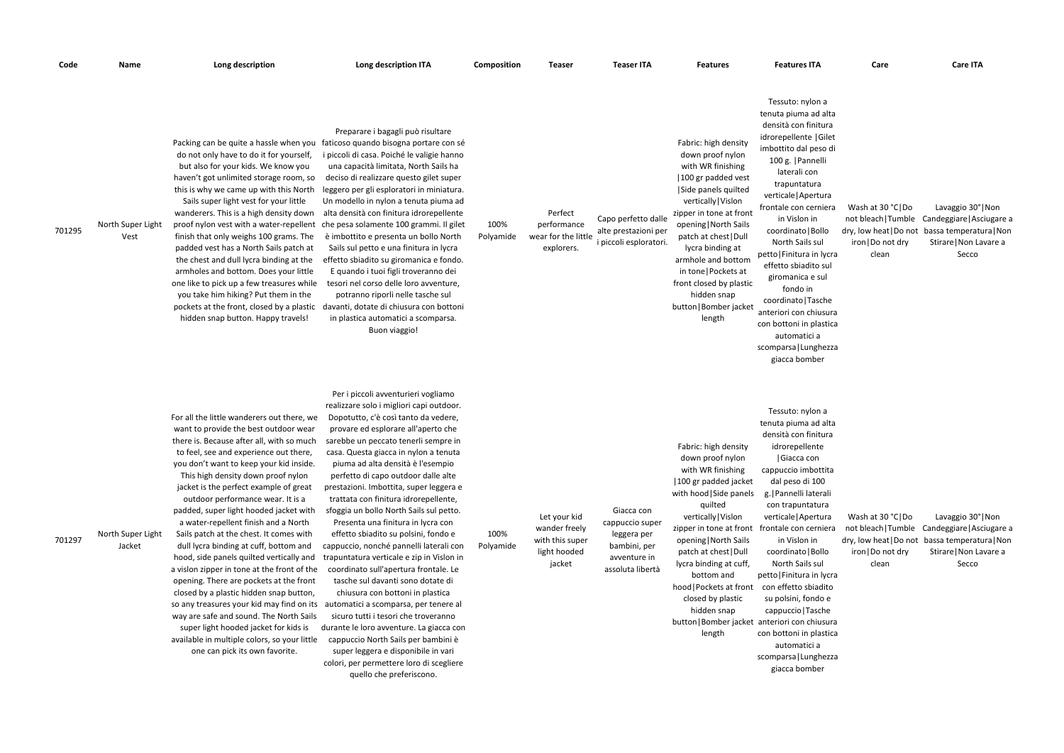| Code | Name | Long description | Long description ITA | Composition | Teaser | Teaser ITA | Features | Features ITA | Care | Care ITA |
| --- | --- | --- | --- | --- | --- | --- | --- | --- | --- | --- |
| 701295 | North Super Light Vest | Packing can be quite a hassle when you do not only have to do it for yourself, but also for your kids. We know you haven't got unlimited storage room, so this is why we came up with this North Sails super light vest for your little wanderers. This is a high density down proof nylon vest with a water-repellent finish that only weighs 100 grams. The padded vest has a North Sails patch at the chest and dull lycra binding at the armholes and bottom. Does your little one like to pick up a few treasures while you take him hiking? Put them in the pockets at the front, closed by a plastic hidden snap button. Happy travels! | Preparare i bagagli può risultare faticoso quando bisogna portare con sé i piccoli di casa. Poiché le valigie hanno una capacità limitata, North Sails ha deciso di realizzare questo gilet super leggero per gli esploratori in miniatura. Un modello in nylon a tenuta piuma ad alta densità con finitura idrorepellente che pesa solamente 100 grammi. Il gilet è imbottito e presenta un bollo North Sails sul petto e una finitura in lycra effetto sbiadito su giromanica e fondo. E quando i tuoi figli troveranno dei tesori nel corso delle loro avventure, potranno riporli nelle tasche sul davanti, dotate di chiusura con bottoni in plastica automatici a scomparsa. Buon viaggio! | 100% Polyamide | Perfect performance wear for the little explorers. | Capo perfetto dalle alte prestazioni per i piccoli esploratori. | Fabric: high density down proof nylon with WR finishing \|100 gr padded vest \|Side panels quilted vertically\|Vislon zipper in tone at front opening\|North Sails patch at chest\|Dull lycra binding at armhole and bottom in tone\|Pockets at front closed by plastic hidden snap button\|Bomber jacket length | Tessuto: nylon a tenuta piuma ad alta densità con finitura idrorepellente \|Gilet imbottito dal peso di 100 g. \|Pannelli laterali con trapuntatura verticale\|Apertura frontale con cerniera in Vislon in coordinato\|Bollo North Sails sul petto\|Finitura in lycra effetto sbiadito sul giromanica e sul fondo in coordinato\|Tasche anteriori con chiusura con bottoni in plastica automatici a scomparsa\|Lunghezza giacca bomber | Wash at 30 °C\|Do not bleach\|Tumble dry, low heat\|Do not iron\|Do not dry clean | Lavaggio 30°\|Non Candeggiare\|Asciugare a bassa temperatura\|Non Stirare\|Non Lavare a Secco |
| 701297 | North Super Light Jacket | For all the little wanderers out there, we want to provide the best outdoor wear there is. Because after all, with so much to feel, see and experience out there, you don't want to keep your kid inside. This high density down proof nylon jacket is the perfect example of great outdoor performance wear. It is a padded, super light hooded jacket with a water-repellent finish and a North Sails patch at the chest. It comes with dull lycra binding at cuff, bottom and hood, side panels quilted vertically and a vislon zipper in tone at the front of the opening. There are pockets at the front closed by a plastic hidden snap button, so any treasures your kid may find on its way are safe and sound. The North Sails super light hooded jacket for kids is available in multiple colors, so your little one can pick its own favorite. | Per i piccoli avventurieri vogliamo realizzare solo i migliori capi outdoor. Dopotutto, c'è così tanto da vedere, provare ed esplorare all'aperto che sarebbe un peccato tenerli sempre in casa. Questa giacca in nylon a tenuta piuma ad alta densità è l'esempio perfetto di capo outdoor dalle alte prestazioni. Imbottita, super leggera e trattata con finitura idrorepellente, sfoggia un bollo North Sails sul petto. Presenta una finitura in lycra con effetto sbiadito su polsini, fondo e cappuccio, nonché pannelli laterali con trapuntatura verticale e zip in Vislon in coordinato sull'apertura frontale. Le tasche sul davanti sono dotate di chiusura con bottoni in plastica automatici a scomparsa, per tenere al sicuro tutti i tesori che troveranno durante le loro avventure. La giacca con cappuccio North Sails per bambini è super leggera e disponibile in vari colori, per permettere loro di scegliere quello che preferiscono. | 100% Polyamide | Let your kid wander freely with this super light hooded jacket | Giacca con cappuccio super leggera per bambini, per avventure in assoluta libertà | Fabric: high density down proof nylon with WR finishing \|100 gr padded jacket with hood\|Side panels quilted vertically\|Vislon zipper in tone at front opening\|North Sails patch at chest\|Dull lycra binding at cuff, bottom and hood\|Pockets at front closed by plastic hidden snap button\|Bomber jacket length | Tessuto: nylon a tenuta piuma ad alta densità con finitura idrorepellente \|Giacca con cappuccio imbottita dal peso di 100 g.\|Pannelli laterali con trapuntatura verticale\|Apertura frontale con cerniera in Vislon in coordinato\|Bollo North Sails sul petto\|Finitura in lycra con effetto sbiadito su polsini, fondo e cappuccio\|Tasche anteriori con chiusura con bottoni in plastica automatici a scomparsa\|Lunghezza giacca bomber | Wash at 30 °C\|Do not bleach\|Tumble dry, low heat\|Do not iron\|Do not dry clean | Lavaggio 30°\|Non Candeggiare\|Asciugare a bassa temperatura\|Non Stirare\|Non Lavare a Secco |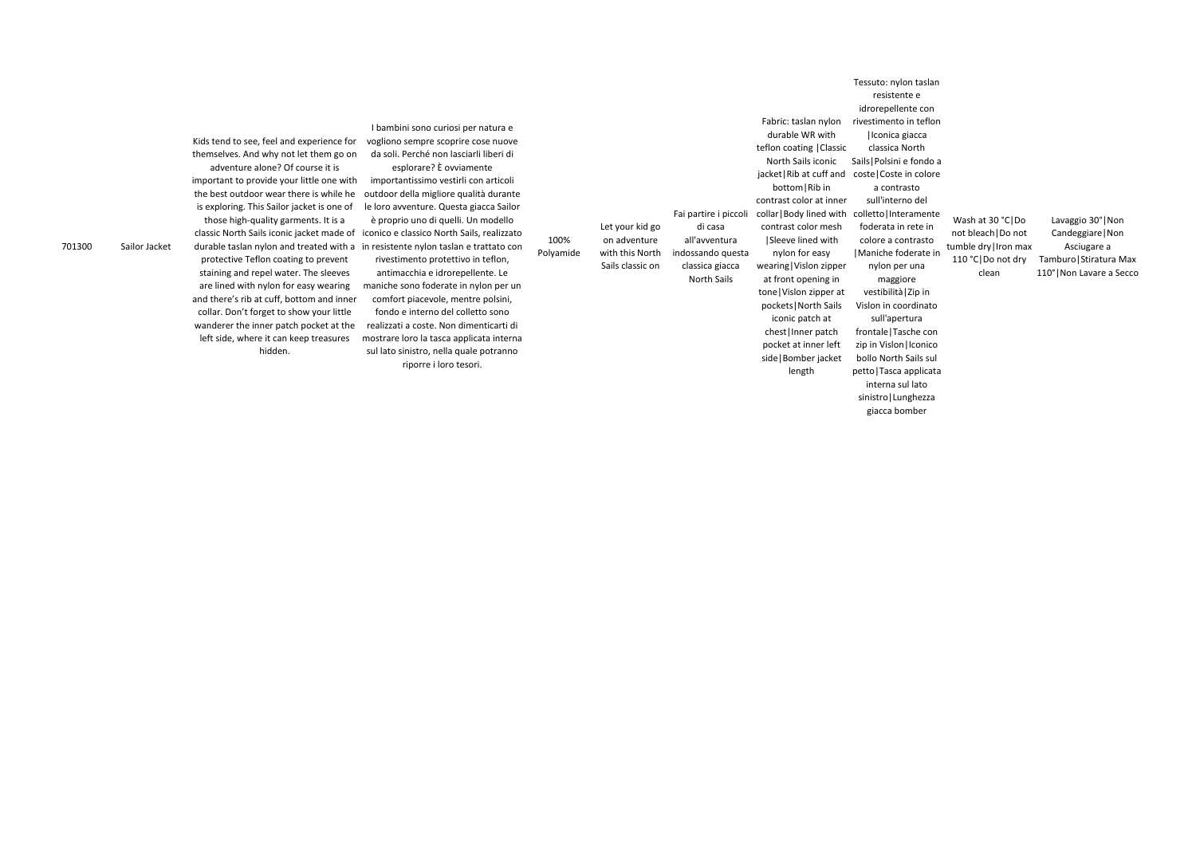| 701300 | Sailor Jacket | Kids tend to see, feel and experience for themselves. And why not let them go on adventure alone? Of course it is important to provide your little one with the best outdoor wear there is while he is exploring. This Sailor jacket is one of those high-quality garments. It is a classic North Sails iconic jacket made of durable taslan nylon and treated with a protective Teflon coating to prevent staining and repel water. The sleeves are lined with nylon for easy wearing and there's rib at cuff, bottom and inner collar. Don't forget to show your little wanderer the inner patch pocket at the left side, where it can keep treasures hidden. | I bambini sono curiosi per natura e vogliono sempre scoprire cose nuove da soli. Perché non lasciarli liberi di esplorare? È ovviamente importantissimo vestirli con articoli outdoor della migliore qualità durante le loro avventure. Questa giacca Sailor è proprio uno di quelli. Un modello iconico e classico North Sails, realizzato in resistente nylon taslan e trattato con rivestimento protettivo in teflon, antimacchia e idrorepellente. Le maniche sono foderate in nylon per un comfort piacevole, mentre polsini, fondo e interno del colletto sono realizzati a coste. Non dimenticarti di mostrare loro la tasca applicata interna sul lato sinistro, nella quale potranno riporre i loro tesori. | 100% Polyamide | Let your kid go on adventure with this North Sails classic on | Fai partire i piccoli di casa all'avventura indossando questa classica giacca North Sails | Fabric: taslan nylon durable WR with teflon coating \|Classic North Sails iconic jacket\|Rib at cuff and bottom\|Rib in contrast color at inner collar\|Body lined with contrast color mesh \|Sleeve lined with nylon for easy wearing\|Vislon zipper at front opening in tone\|Vislon zipper at pockets\|North Sails iconic patch at chest\|Inner patch pocket at inner left side\|Bomber jacket length | Tessuto: nylon taslan resistente e idrorepellente con rivestimento in teflon \|Iconica giacca classica North Sails\|Polsini e fondo a coste\|Coste in colore a contrasto sull'interno del colletto\|Interamente foderata in rete in colore a contrasto \|Maniche foderate in nylon per una maggiore vestibilità\|Zip in Vislon in coordinato sull'apertura frontale\|Tasche con zip in Vislon\|Iconico bollo North Sails sul petto\|Tasca applicata interna sul lato sinistro\|Lunghezza giacca bomber | Wash at 30 °C\|Do not bleach\|Do not tumble dry\|Iron max 110 °C\|Do not dry clean | Lavaggio 30°\|Non Candeggiare\|Non Asciugare a Tamburo\|Stiratura Max 110°\|Non Lavare a Secco |
|---|---|---|---|---|---|---|---|---|---|---|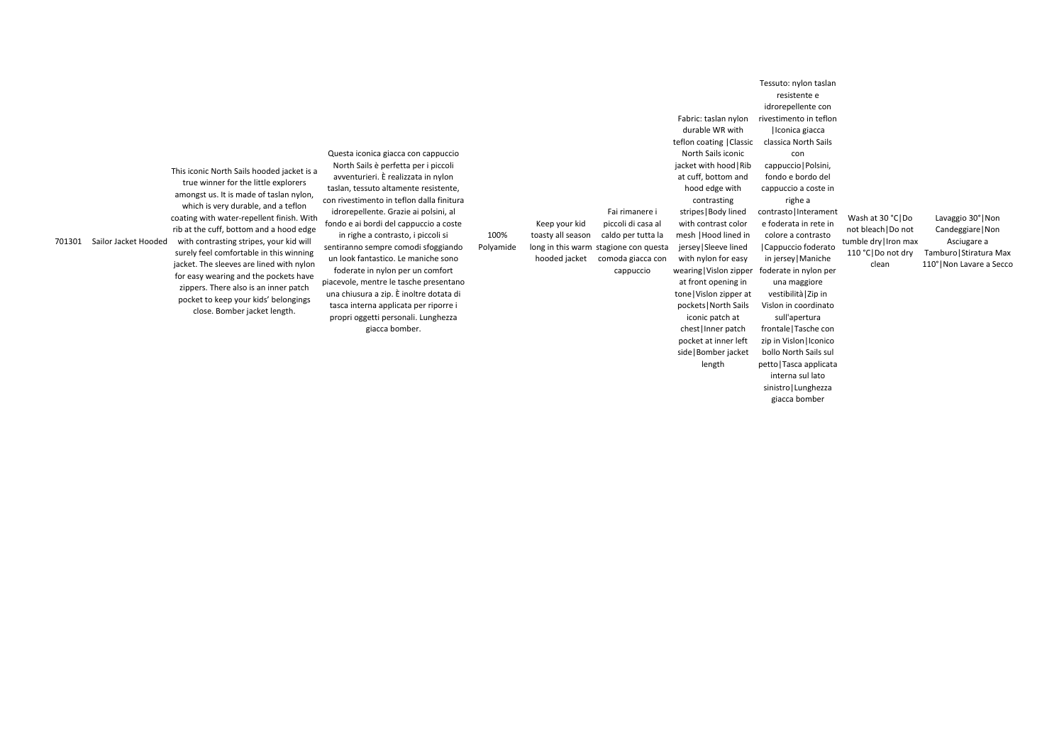| | | | | | | | | | |
|---|---|---|---|---|---|---|---|---|---|
| 701301 | Sailor Jacket Hooded | This iconic North Sails hooded jacket is a true winner for the little explorers amongst us. It is made of taslan nylon, which is very durable, and a teflon coating with water-repellent finish. With rib at the cuff, bottom and a hood edge with contrasting stripes, your kid will surely feel comfortable in this winning jacket. The sleeves are lined with nylon for easy wearing and the pockets have zippers. There also is an inner patch pocket to keep your kids' belongings close. Bomber jacket length. | Questa iconica giacca con cappuccio North Sails è perfetta per i piccoli avventurieri. È realizzata in nylon taslan, tessuto altamente resistente, con rivestimento in teflon dalla finitura idrorepellente. Grazie ai polsini, al fondo e ai bordi del cappuccio a coste in righe a contrasto, i piccoli si sentiranno sempre comodi sfoggiando un look fantastico. Le maniche sono foderate in nylon per un comfort piacevole, mentre le tasche presentano una chiusura a zip. È inoltre dotata di tasca interna applicata per riporre i propri oggetti personali. Lunghezza giacca bomber. | 100% Polyamide | Keep your kid toasty all season long in this warm hooded jacket | Fai rimanere i piccoli di casa al caldo per tutta la stagione con questa comoda giacca con cappuccio | Fabric: taslan nylon durable WR with teflon coating \|Classic North Sails iconic jacket with hood\|Rib at cuff, bottom and hood edge with contrasting stripes\|Body lined with contrast color mesh \|Hood lined in jersey\|Sleeve lined with nylon for easy wearing\|Vislon zipper at front opening in tone\|Vislon zipper at pockets\|North Sails iconic patch at chest\|Inner patch pocket at inner left side\|Bomber jacket length | Tessuto: nylon taslan resistente e idrorepellente con rivestimento in teflon \|Iconica giacca classica North Sails con cappuccio\|Polsini, fondo e bordo del cappuccio a coste in righe a contrasto\|Interamente foderata in rete in colore a contrasto \|Cappuccio foderato in jersey\|Maniche foderate in nylon per una maggiore vestibilità\|Zip in Vislon in coordinato sull'apertura frontale\|Tasche con zip in Vislon\|Iconico bollo North Sails sul petto\|Tasca applicata interna sul lato sinistro\|Lunghezza giacca bomber | Wash at 30 °C\|Do not bleach\|Do not tumble dry\|Iron max 110 °C\|Do not dry clean | Lavaggio 30°\|Non Candeggiare\|Non Asciugare a Tamburo\|Stiratura Max 110°\|Non Lavare a Secco |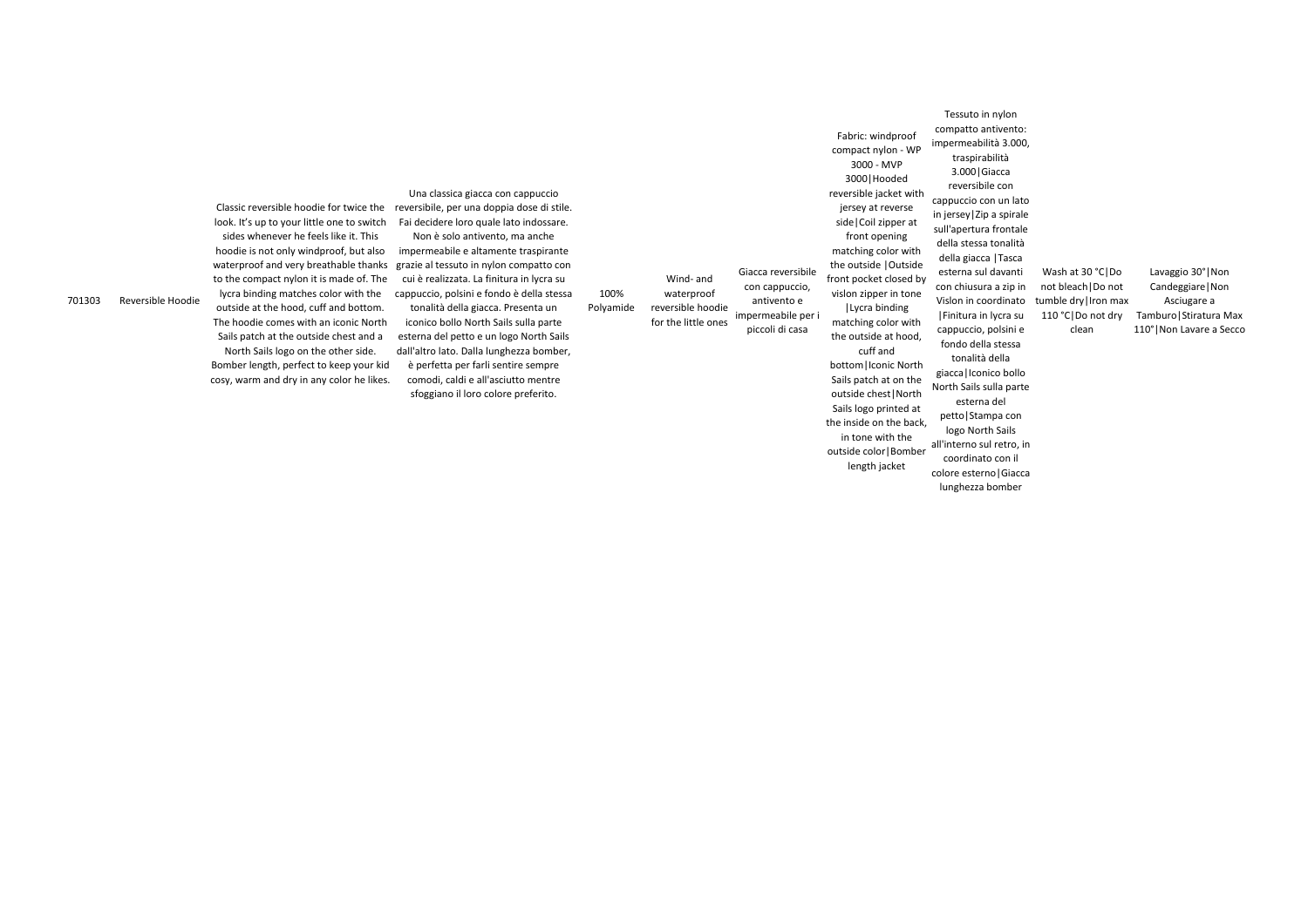| 701303 | Reversible Hoodie | Classic reversible hoodie for twice the look. It's up to your little one to switch sides whenever he feels like it. This hoodie is not only windproof, but also waterproof and very breathable thanks to the compact nylon it is made of. The lycra binding matches color with the outside at the hood, cuff and bottom. The hoodie comes with an iconic North Sails patch at the outside chest and a North Sails logo on the other side. Bomber length, perfect to keep your kid cosy, warm and dry in any color he likes. | Una classica giacca con cappuccio reversibile, per una doppia dose di stile. Fai decidere loro quale lato indossare. Non è solo antivento, ma anche impermeabile e altamente traspirante grazie al tessuto in nylon compatto con cui è realizzata. La finitura in lycra su cappuccio, polsini e fondo è della stessa tonalità della giacca. Presenta un iconico bollo North Sails sulla parte esterna del petto e un logo North Sails dall'altro lato. Dalla lunghezza bomber, è perfetta per farli sentire sempre comodi, caldi e all'asciutto mentre sfoggiano il loro colore preferito. | 100% Polyamide | Wind- and waterproof reversible hoodie for the little ones | Giacca reversibile con cappuccio, antivento e impermeabile per i piccoli di casa | Fabric: windproof compact nylon - WP 3000 - MVP 3000\|Hooded reversible jacket with jersey at reverse side\|Coil zipper at front opening matching color with the outside \|Outside front pocket closed by vislon zipper in tone \|Lycra binding matching color with the outside at hood, cuff and bottom\|Iconic North Sails patch at on the outside chest\|North Sails logo printed at the inside on the back, in tone with the outside color\|Bomber length jacket | Tessuto in nylon compatto antivento: impermeabilità 3.000, traspirabilità 3.000\|Giacca reversibile con cappuccio con un lato in jersey\|Zip a spirale sull'apertura frontale della stessa tonalità della giacca \|Tasca esterna sul davanti con chiusura a zip in Vislon in coordinato \|Finitura in lycra su cappuccio, polsini e fondo della stessa tonalità della giacca\|Iconico bollo North Sails sulla parte esterna del petto\|Stampa con logo North Sails all'interno sul retro, in coordinato con il colore esterno\|Giacca lunghezza bomber | Wash at 30 °C\|Do not bleach\|Do not tumble dry\|Iron max 110 °C\|Do not dry clean | Lavaggio 30°\|Non Candeggiare\|Non Asciugare a Tamburo\|Stiratura Max 110°\|Non Lavare a Secco |
|---|---|---|---|---|---|---|---|---|---|---|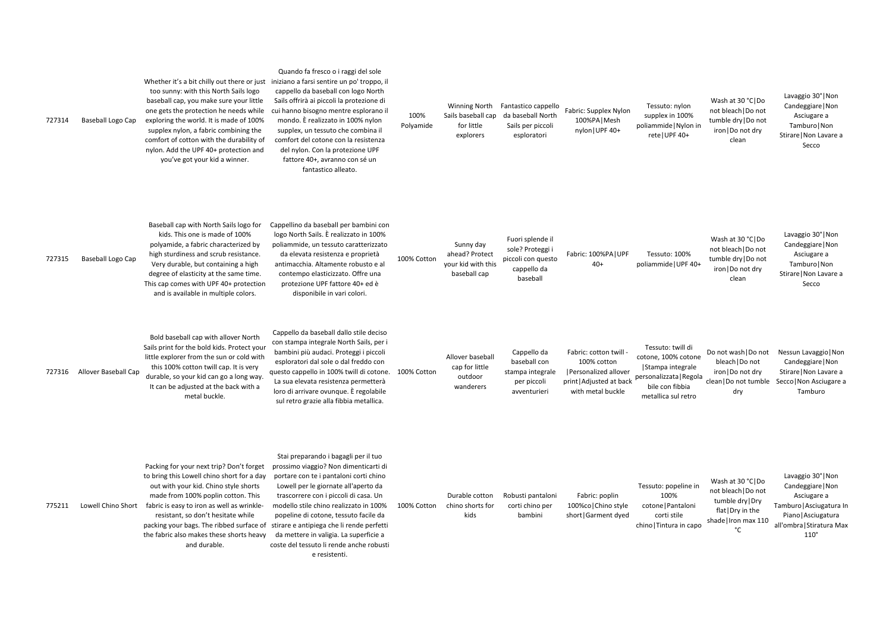| | | | | | | | | | | |
|---|---|---|---|---|---|---|---|---|---|---|
| 727314 | Baseball Logo Cap | Whether it's a bit chilly out there or just too sunny: with this North Sails logo baseball cap, you make sure your little one gets the protection he needs while exploring the world. It is made of 100% supplex nylon, a fabric combining the comfort of cotton with the durability of nylon. Add the UPF 40+ protection and you've got your kid a winner. | Quando fa fresco o i raggi del sole iniziano a farsi sentire un po' troppo, il cappello da baseball con logo North Sails offrirà ai piccoli la protezione di cui hanno bisogno mentre esplorano il mondo. È realizzato in 100% nylon supplex, un tessuto che combina il comfort del cotone con la resistenza del nylon. Con la protezione UPF fattore 40+, avranno con sé un fantastico alleato. | 100% Polyamide | Winning North Sails baseball cap for little explorers | Fantastico cappello da baseball North Sails per piccoli esploratori | Fabric: Supplex Nylon 100%PA\|Mesh nylon\|UPF 40+ | Tessuto: nylon supplex in 100% poliammide\|Nylon in rete\|UPF 40+ | Wash at 30 °C\|Do not bleach\|Do not tumble dry\|Do not iron\|Do not dry clean | Lavaggio 30°\|Non Candeggiare\|Non Asciugare a Tamburo\|Non Stirare\|Non Lavare a Secco |
| 727315 | Baseball Logo Cap | Baseball cap with North Sails logo for kids. This one is made of 100% polyamide, a fabric characterized by high sturdiness and scrub resistance. Very durable, but containing a high degree of elasticity at the same time. This cap comes with UPF 40+ protection and is available in multiple colors. | Cappellino da baseball per bambini con logo North Sails. È realizzato in 100% poliammide, un tessuto caratterizzato da elevata resistenza e proprietà antimacchia. Altamente robusto e al contempo elasticizzato. Offre una protezione UPF fattore 40+ ed è disponibile in vari colori. | 100% Cotton | Sunny day ahead? Protect your kid with this baseball cap | Fuori splende il sole? Proteggi i piccoli con questo cappello da baseball | Fabric: 100%PA\|UPF 40+ | Tessuto: 100% poliammide\|UPF 40+ | Wash at 30 °C\|Do not bleach\|Do not tumble dry\|Do not iron\|Do not dry clean | Lavaggio 30°\|Non Candeggiare\|Non Asciugare a Tamburo\|Non Stirare\|Non Lavare a Secco |
| 727316 | Allover Baseball Cap | Bold baseball cap with allover North Sails print for the bold kids. Protect your little explorer from the sun or cold with this 100% cotton twill cap. It is very durable, so your kid can go a long way. It can be adjusted at the back with a metal buckle. | Cappello da baseball dallo stile deciso con stampa integrale North Sails, per i bambini più audaci. Proteggi i piccoli esploratori dal sole o dal freddo con questo cappello in 100% twill di cotone. La sua elevata resistenza permetterà loro di arrivare ovunque. È regolabile sul retro grazie alla fibbia metallica. | 100% Cotton | Allover baseball cap for little outdoor wanderers | Cappello da baseball con stampa integrale per piccoli avventurieri | Fabric: cotton twill - 100% cotton \|Personalized allover print\|Adjusted at back with metal buckle | Tessuto: twill di cotone, 100% cotone \|Stampa integrale personalizzata\|Regolabile con fibbia metallica sul retro | Do not wash\|Do not bleach\|Do not iron\|Do not dry clean\|Do not tumble dry | Nessun Lavaggio\|Non Candeggiare\|Non Stirare\|Non Lavare a Secco\|Non Asciugare a Tamburo |
| 775211 | Lowell Chino Short | Packing for your next trip? Don't forget to bring this Lowell chino short for a day out with your kid. Chino style shorts made from 100% poplin cotton. This fabric is easy to iron as well as wrinkle-resistant, so don't hesitate while packing your bags. The ribbed surface of the fabric also makes these shorts heavy and durable. | Stai preparando i bagagli per il tuo prossimo viaggio? Non dimenticarti di portare con te i pantaloni corti chino Lowell per le giornate all'aperto da trascorrere con i piccoli di casa. Un modello stile chino realizzato in 100% popeline di cotone, tessuto facile da stirare e antipiega che li rende perfetti da mettere in valigia. La superficie a coste del tessuto li rende anche robusti e resistenti. | 100% Cotton | Durable cotton chino shorts for kids | Robusti pantaloni corti chino per bambini | Fabric: poplin 100%co\|Chino style short\|Garment dyed | Tessuto: popeline in 100% cotone\|Pantaloni corti stile chino\|Tintura in capo | Wash at 30 °C\|Do not bleach\|Do not tumble dry\|Dry flat\|Dry in the shade\|Iron max 110 °C | Lavaggio 30°\|Non Candeggiare\|Non Asciugare a Tamburo\|Asciugatura In Piano\|Asciugatura all'ombra\|Stiratura Max 110° |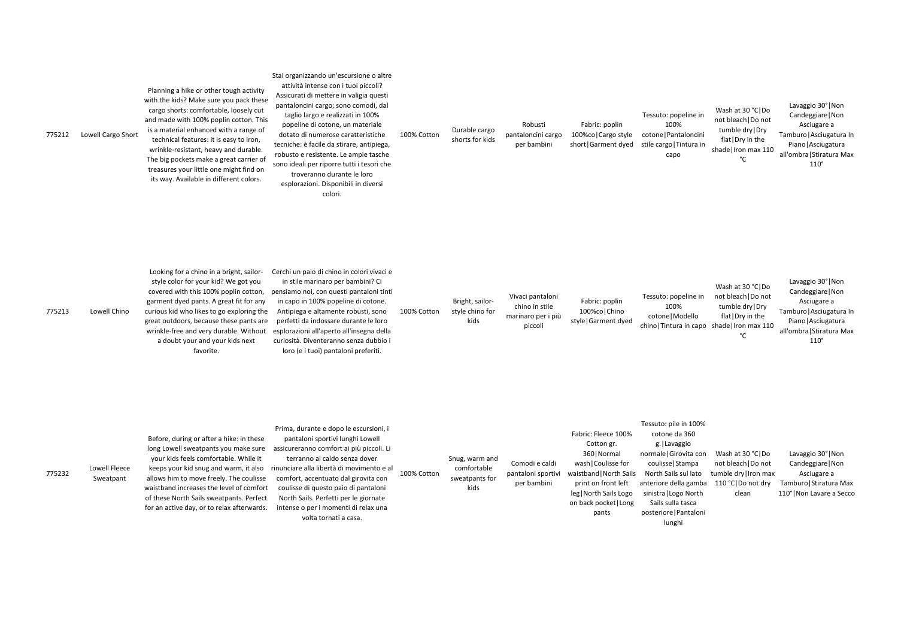| | | | | | | | | | | |
|---|---|---|---|---|---|---|---|---|---|---|
| 775212 | Lowell Cargo Short | Planning a hike or other tough activity with the kids? Make sure you pack these cargo shorts: comfortable, loosely cut and made with 100% poplin cotton. This is a material enhanced with a range of technical features: it is easy to iron, wrinkle-resistant, heavy and durable. The big pockets make a great carrier of treasures your little one might find on its way. Available in different colors. | Stai organizzando un'escursione o altre attività intense con i tuoi piccoli? Assicurati di mettere in valigia questi pantaloncini cargo; sono comodi, dal taglio largo e realizzati in 100% popeline di cotone, un materiale dotato di numerose caratteristiche tecniche: è facile da stirare, antipiega, robusto e resistente. Le ampie tasche sono ideali per riporre tutti i tesori che troveranno durante le loro esplorazioni. Disponibili in diversi colori. | 100% Cotton | Durable cargo shorts for kids | Robusti pantaloncini cargo per bambini | Fabric: poplin 100%co\|Cargo style short\|Garment dyed | Tessuto: popeline in 100% cotone\|Pantaloncini stile cargo\|Tintura in capo | Wash at 30 °C\|Do not bleach\|Do not tumble dry\|Dry flat\|Dry in the shade\|Iron max 110 °C | Lavaggio 30°\|Non Candeggiare\|Non Asciugare a Tamburo\|Asciugatura In Piano\|Asciugatura all'ombra\|Stiratura Max 110° |
| 775213 | Lowell Chino | Looking for a chino in a bright, sailor-style color for your kid? We got you covered with this 100% poplin cotton, garment dyed pants. A great fit for any curious kid who likes to go exploring the great outdoors, because these pants are wrinkle-free and very durable. Without a doubt your and your kids next favorite. | Cerchi un paio di chino in colori vivaci e in stile marinaro per bambini? Ci pensiamo noi, con questi pantaloni tinti in capo in 100% popeline di cotone. Antipiega e altamente robusti, sono perfetti da indossare durante le loro esplorazioni all'aperto all'insegna della curiosità. Diventeranno senza dubbio i loro (e i tuoi) pantaloni preferiti. | 100% Cotton | Bright, sailor-style chino for kids | Vivaci pantaloni chino in stile marinaro per i più piccoli | Fabric: poplin 100%co\|Chino style\|Garment dyed | Tessuto: popeline in 100% cotone\|Modello chino\|Tintura in capo | Wash at 30 °C\|Do not bleach\|Do not tumble dry\|Dry flat\|Dry in the shade\|Iron max 110 °C | Lavaggio 30°\|Non Candeggiare\|Non Asciugare a Tamburo\|Asciugatura In Piano\|Asciugatura all'ombra\|Stiratura Max 110° |
| 775232 | Lowell Fleece Sweatpant | Before, during or after a hike: in these long Lowell sweatpants you make sure your kids feels comfortable. While it keeps your kid snug and warm, it also allows him to move freely. The coulisse waistband increases the level of comfort of these North Sails sweatpants. Perfect for an active day, or to relax afterwards. | Prima, durante e dopo le escursioni, i pantaloni sportivi lunghi Lowell assicureranno comfort ai più piccoli. Li terranno al caldo senza dover rinunciare alla libertà di movimento e al comfort, accentuato dal girovita con coulisse di questo paio di pantaloni North Sails. Perfetti per le giornate intense o per i momenti di relax una volta tornati a casa. | 100% Cotton | Snug, warm and comfortable sweatpants for kids | Comodi e caldi pantaloni sportivi per bambini | Fabric: Fleece 100% Cotton gr. 360\|Normal wash\|Coulisse for waistband\|North Sails print on front left leg\|North Sails Logo on back pocket\|Long pants | Tessuto: pile in 100% cotone da 360 g.\|Lavaggio normale\|Girovita con coulisse\|Stampa North Sails sul lato anteriore della gamba sinistra\|Logo North Sails sulla tasca posteriore\|Pantaloni lunghi | Wash at 30 °C\|Do not bleach\|Do not tumble dry\|Iron max 110 °C\|Do not dry clean | Lavaggio 30°\|Non Candeggiare\|Non Asciugare a Tamburo\|Stiratura Max 110°\|Non Lavare a Secco |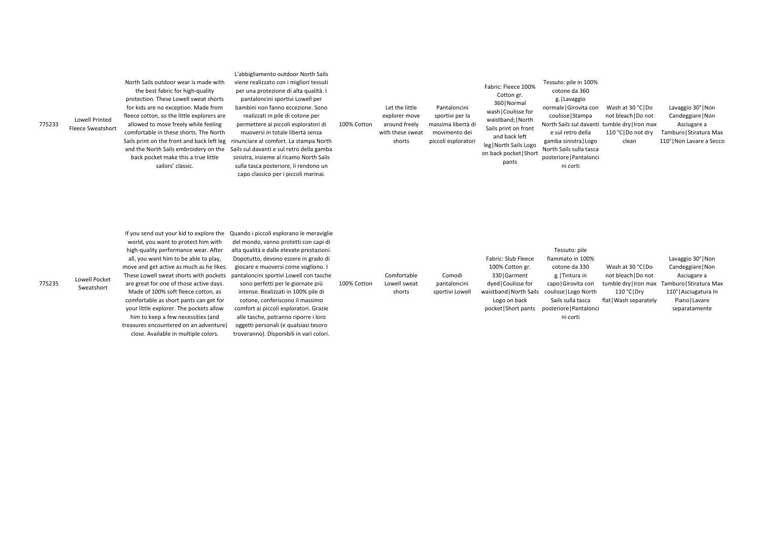| | | | | | | | | | | |
|---|---|---|---|---|---|---|---|---|---|---|
| 775233 | Lowell Printed Fleece Sweatshort | North Sails outdoor wear is made with the best fabric for high-quality protection. These Lowell sweat shorts for kids are no exception. Made from fleece cotton, so the little explorers are allowed to move freely while feeling comfortable in these shorts. The North Sails print on the front and back left leg and the North Sails embroidery on the back pocket make this a true little sailors' classic. | L'abbigliamento outdoor North Sails viene realizzato con i migliori tessuti per una protezione di alta qualità. I pantaloncini sportivi Lowell per bambini non fanno eccezione. Sono realizzati in pile di cotone per permettere ai piccoli esploratori di muoversi in totale libertà senza rinunciare al comfort. La stampa North Sails sul davanti e sul retro della gamba sinistra, insieme al ricamo North Sails sulla tasca posteriore, li rendono un capo classico per i piccoli marinai. | 100% Cotton | Let the little explorer move around freely with these sweat shorts | Pantaloncini sportivi per la massima libertà di movimento dei piccoli esploratori | Fabric: Fleece 100% Cotton gr. 360\|Normal wash\|Coulisse for waistband;\|North Sails print on front and back left leg\|North Sails Logo on back pocket\|Short pants | Tessuto: pile in 100% cotone da 360 g.\|Lavaggio normale\|Girovita con coulisse\|Stampa North Sails sul davanti e sul retro della gamba sinistra\|Logo North Sails sulla tasca posteriore\|Pantaloncini corti | Wash at 30 °C\|Do not bleach\|Do not tumble dry\|Iron max 110 °C\|Do not dry clean | Lavaggio 30°\|Non Candeggiare\|Non Asciugare a Tamburo\|Stiratura Max 110°\|Non Lavare a Secco |
| 775235 | Lowell Pocket Sweatshort | If you send out your kid to explore the world, you want to protect him with high-quality performance wear. After all, you want him to be able to play, move and get active as much as he likes. These Lowell sweat shorts with pockets are great for one of those active days. Made of 100% soft fleece cotton, as comfortable as short pants can get for your little explorer. The pockets allow him to keep a few necessities (and treasures encountered on an adventure) close. Available in multiple colors. | Quando i piccoli esplorano le meraviglie del mondo, vanno protetti con capi di alta qualità e dalle elevate prestazioni. Dopotutto, devono essere in grado di giocare e muoversi come vogliono. I pantaloncini sportivi Lowell con tasche sono perfetti per le giornate più intense. Realizzati in 100% pile di cotone, conferiscono il massimo comfort ai piccoli esploratori. Grazie alle tasche, potranno riporre i loro oggetti personali (e qualsiasi tesoro troveranno). Disponibili in vari colori. | 100% Cotton | Comfortable Lowell sweat shorts | Comodi pantaloncini sportivi Lowell | Fabric: Slub Fleece 100% Cotton gr. 330\|Garment dyed\|Coulisse for waistband\|North Sails Logo on back pocket\|Short pants | Tessuto: pile fiammato in 100% cotone da 330 g.\|Tintura in capo\|Girovita con coulisse\|Logo North Sails sulla tasca posteriore\|Pantaloncini corti | Wash at 30 °C\|Do not bleach\|Do not tumble dry\|Iron max 110 °C\|Dry flat\|Wash separately | Lavaggio 30°\|Non Candeggiare\|Non Asciugare a Tamburo\|Stiratura Max 110°\|Asciugatura In Piano\|Lavare separatamente |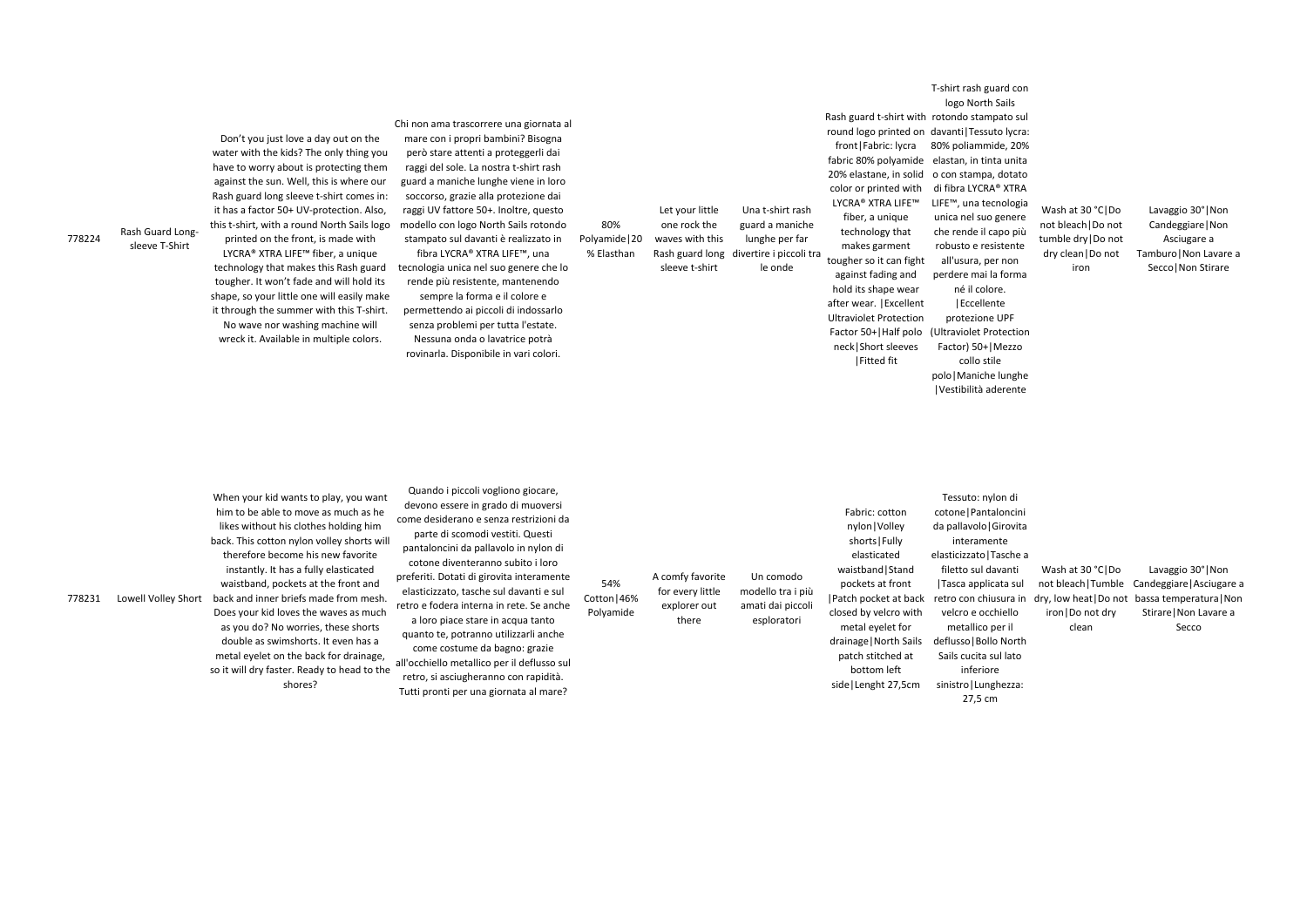| | | | | | | | | | | |
|---|---|---|---|---|---|---|---|---|---|---|
| 778224 | Rash Guard Long-sleeve T-Shirt | Don't you just love a day out on the water with the kids? The only thing you have to worry about is protecting them against the sun. Well, this is where our Rash guard long sleeve t-shirt comes in: it has a factor 50+ UV-protection. Also, this t-shirt, with a round North Sails logo printed on the front, is made with LYCRA® XTRA LIFE™ fiber, a unique technology that makes this Rash guard tougher. It won't fade and will hold its shape, so your little one will easily make it through the summer with this T-shirt. No wave nor washing machine will wreck it. Available in multiple colors. | Chi non ama trascorrere una giornata al mare con i propri bambini? Bisogna però stare attenti a proteggerli dai raggi del sole. La nostra t-shirt rash guard a maniche lunghe viene in loro soccorso, grazie alla protezione dai raggi UV fattore 50+. Inoltre, questo modello con logo North Sails rotondo stampato sul davanti è realizzato in fibra LYCRA® XTRA LIFE™, una tecnologia unica nel suo genere che lo rende più resistente, mantenendo sempre la forma e il colore e permettendo ai piccoli di indossarlo senza problemi per tutta l'estate. Nessuna onda o lavatrice potrà rovinarla. Disponibile in vari colori. | 80% Polyamide\|20 % Elasthan | Let your little one rock the waves with this Rash guard long sleeve t-shirt | Una t-shirt rash guard a maniche lunghe per far divertire i piccoli tra le onde | Rash guard t-shirt with round logo printed on front\|Fabric: lycra fabric 80% polyamide 20% elastane, in solid color or printed with LYCRA® XTRA LIFE™ fiber, a unique technology that makes garment tougher so it can fight against fading and hold its shape wear after wear. \|Excellent Ultraviolet Protection Factor 50+\|Half polo neck\|Short sleeves \|Fitted fit | T-shirt rash guard con logo North Sails rotondo stampato sul davanti\|Tessuto lycra: 80% poliammide, 20% elastan, in tinta unita o con stampa, dotato di fibra LYCRA® XTRA LIFE™, una tecnologia unica nel suo genere che rende il capo più robusto e resistente all'usura, per non perdere mai la forma né il colore. \|Eccellente protezione UPF (Ultraviolet Protection Factor) 50+\|Mezzo collo stile polo\|Maniche lunghe \|Vestibilità aderente | Wash at 30 °C\|Do not bleach\|Do not tumble dry\|Do not dry clean\|Do not iron | Lavaggio 30°\|Non Candeggiare\|Non Asciugare a Tamburo\|Non Lavare a Secco\|Non Stirare |
| 778231 | Lowell Volley Short | When your kid wants to play, you want him to be able to move as much as he likes without his clothes holding him back. This cotton nylon volley shorts will therefore become his new favorite instantly. It has a fully elasticated waistband, pockets at the front and back and inner briefs made from mesh. Does your kid loves the waves as much as you do? No worries, these shorts double as swimshorts. It even has a metal eyelet on the back for drainage, so it will dry faster. Ready to head to the shores? | Quando i piccoli vogliono giocare, devono essere in grado di muoversi come desiderano e senza restrizioni da parte di scomodi vestiti. Questi pantaloncini da pallavolo in nylon di cotone diventeranno subito i loro preferiti. Dotati di girovita interamente elasticizzato, tasche sul davanti e sul retro e fodera interna in rete. Se anche a loro piace stare in acqua tanto quanto te, potranno utilizzarli anche come costume da bagno: grazie all'occhiello metallico per il deflusso sul retro, si asciugheranno con rapidità. Tutti pronti per una giornata al mare? | 54% Cotton\|46% Polyamide | A comfy favorite for every little explorer out there | Un comodo modello tra i più amati dai piccoli esploratori | Fabric: cotton nylon\|Volley shorts\|Fully elasticated waistband\|Stand pockets at front \|Patch pocket at back closed by velcro with metal eyelet for drainage\|North Sails patch stitched at bottom left side\|Lenght 27,5cm | Tessuto: nylon di cotone\|Pantaloncini da pallavolo\|Girovita interamente elasticizzato\|Tasche a filetto sul davanti \|Tasca applicata sul retro con chiusura in velcro e occhiello metallico per il deflusso\|Bollo North Sails cucita sul lato inferiore sinistro\|Lunghezza: 27,5 cm | Wash at 30 °C\|Do not bleach\|Tumble dry, low heat\|Do not iron\|Do not dry clean | Lavaggio 30°\|Non Candeggiare\|Asciugare a bassa temperatura\|Non Stirare\|Non Lavare a Secco |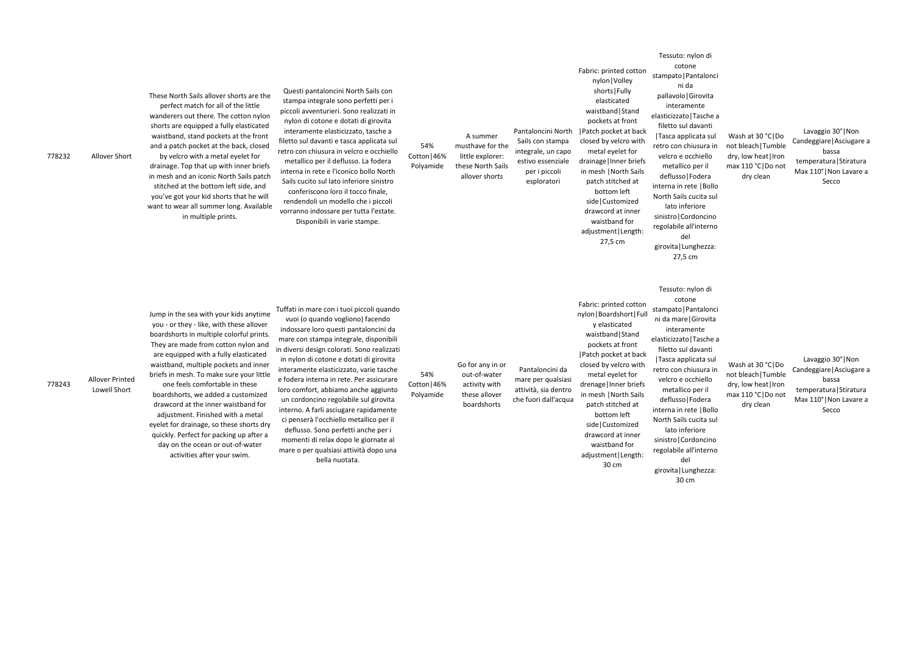| | | | | | | | | | |
|---|---|---|---|---|---|---|---|---|---|
| 778232 | Allover Short | These North Sails allover shorts are the perfect match for all of the little wanderers out there. The cotton nylon shorts are equipped a fully elasticated waistband, stand pockets at the front and a patch pocket at the back, closed by velcro with a metal eyelet for drainage. Top that up with inner briefs in mesh and an iconic North Sails patch stitched at the bottom left side, and you've got your kid shorts that he will want to wear all summer long. Available in multiple prints. | Questi pantaloncini North Sails con stampa integrale sono perfetti per i piccoli avventurieri. Sono realizzati in nylon di cotone e dotati di girovita interamente elasticizzato, tasche a filetto sul davanti e tasca applicata sul retro con chiusura in velcro e occhiello metallico per il deflusso. La fodera interna in rete e l'iconico bollo North Sails cucito sul lato inferiore sinistro conferiscono loro il tocco finale, rendendoli un modello che i piccoli vorranno indossare per tutta l'estate. Disponibili in varie stampe. | 54% Cotton\|46% Polyamide | A summer musthave for the little explorer: these North Sails allover shorts | Pantaloncini North Sails con stampa integrale, un capo estivo essenziale per i piccoli esploratori | Fabric: printed cotton nylon\|Volley shorts\|Fully elasticated waistband\|Stand pockets at front \|Patch pocket at back closed by velcro with metal eyelet for drainage\|Inner briefs in mesh \|North Sails patch stitched at bottom left side\|Customized drawcord at inner waistband for adjustment\|Length: 27,5 cm | Tessuto: nylon di cotone stampato\|Pantaloncini da pallavolo\|Girovita interamente elasticizzato\|Tasche a filetto sul davanti \|Tasca applicata sul retro con chiusura in velcro e occhiello metallico per il deflusso\|Fodera interna in rete \|Bollo North Sails cucita sul lato inferiore sinistro\|Cordoncino regolabile all'interno del girovita\|Lunghezza: 27,5 cm | Wash at 30 °C\|Do not bleach\|Tumble dry, low heat\|Iron max 110 °C\|Do not dry clean | Lavaggio 30°\|Non Candeggiare\|Asciugare a bassa temperatura\|Stiratura Max 110°\|Non Lavare a Secco |
| 778243 | Allover Printed Lowell Short | Jump in the sea with your kids anytime you - or they - like, with these allover boardshorts in multiple colorful prints. They are made from cotton nylon and are equipped with a fully elasticated waistband, multiple pockets and inner briefs in mesh. To make sure your little one feels comfortable in these boardshorts, we added a customized drawcord at the inner waistband for adjustment. Finished with a metal eyelet for drainage, so these shorts dry quickly. Perfect for packing up after a day on the ocean or out-of-water activities after your swim. | Tuffati in mare con i tuoi piccoli quando vuoi (o quando vogliono) facendo indossare loro questi pantaloncini da mare con stampa integrale, disponibili in diversi design colorati. Sono realizzati in nylon di cotone e dotati di girovita interamente elasticizzato, varie tasche e fodera interna in rete. Per assicurare loro comfort, abbiamo anche aggiunto un cordoncino regolabile sul girovita interno. A farli asciugare rapidamente ci penserà l'occhiello metallico per il deflusso. Sono perfetti anche per i momenti di relax dopo le giornate al mare o per qualsiasi attività dopo una bella nuotata. | 54% Cotton\|46% Polyamide | Go for any in or out-of-water activity with these allover boardshorts | Pantaloncini da mare per qualsiasi attività, sia dentro che fuori dall'acqua | Fabric: printed cotton nylon\|Boardshort\|Fully elasticated waistband\|Stand pockets at front \|Patch pocket at back closed by velcro with metal eyelet for drenage\|Inner briefs in mesh \|North Sails patch stitched at bottom left side\|Customized drawcord at inner waistband for adjustment\|Length: 30 cm | Tessuto: nylon di cotone stampato\|Pantaloncini da mare\|Girovita interamente elasticizzato\|Tasche a filetto sul davanti \|Tasca applicata sul retro con chiusura in velcro e occhiello metallico per il deflusso\|Fodera interna in rete \|Bollo North Sails cucita sul lato inferiore sinistro\|Cordoncino regolabile all'interno del girovita\|Lunghezza: 30 cm | Wash at 30 °C\|Do not bleach\|Tumble dry, low heat\|Iron max 110 °C\|Do not dry clean | Lavaggio 30°\|Non Candeggiare\|Asciugare a bassa temperatura\|Stiratura Max 110°\|Non Lavare a Secco |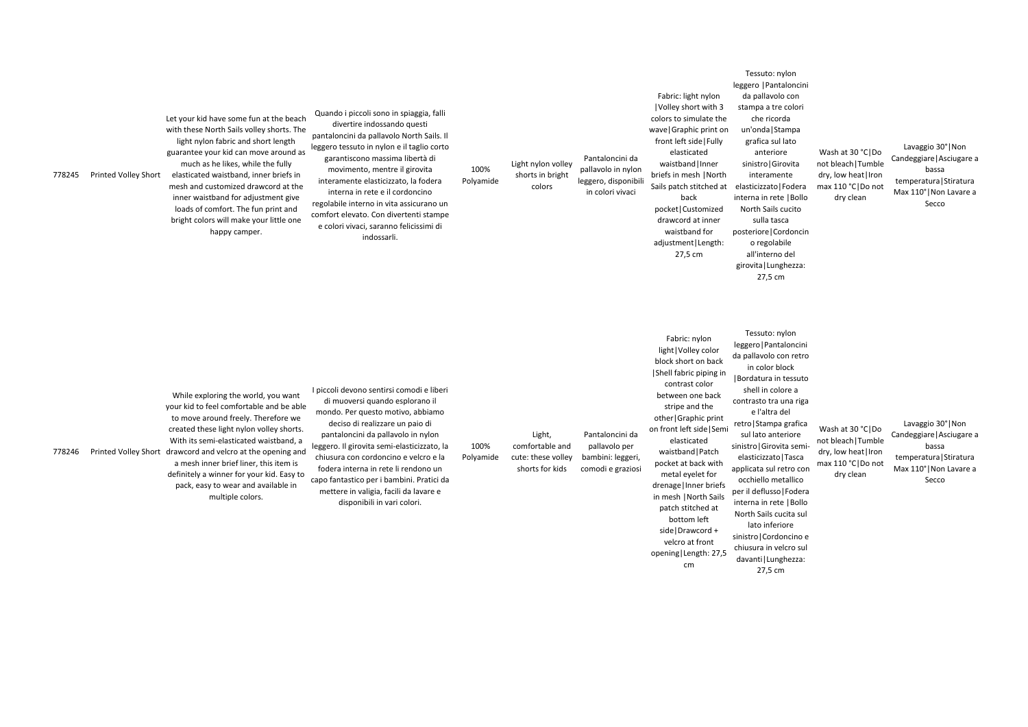| | | | | | | | | | |
|---|---|---|---|---|---|---|---|---|---|
| 778245 | Printed Volley Short | Let your kid have some fun at the beach with these North Sails volley shorts. The light nylon fabric and short length guarantee your kid can move around as much as he likes, while the fully elasticated waistband, inner briefs in mesh and customized drawcord at the inner waistband for adjustment give loads of comfort. The fun print and bright colors will make your little one happy camper. | Quando i piccoli sono in spiaggia, falli divertire indossando questi pantaloncini da pallavolo North Sails. Il leggero tessuto in nylon e il taglio corto garantiscono massima libertà di movimento, mentre il girovita interamente elasticizzato, la fodera interna in rete e il cordoncino regolabile interno in vita assicurano un comfort elevato. Con divertenti stampe e colori vivaci, saranno felicissimi di indossarli. | 100% Polyamide | Light nylon volley shorts in bright colors | Pantaloncini da pallavolo in nylon leggero, disponibili in colori vivaci | Fabric: light nylon \|Volley short with 3 colors to simulate the wave\|Graphic print on front left side\|Fully elasticated waistband\|Inner briefs in mesh \|North Sails patch stitched at back pocket\|Customized drawcord at inner waistband for adjustment\|Length: 27,5 cm | Tessuto: nylon leggero \|Pantaloncini da pallavolo con stampa a tre colori che ricorda un'onda\|Stampa grafica sul lato anteriore sinistro\|Girovita interamente elasticizzato\|Fodera interna in rete \|Bollo North Sails cucito sulla tasca posteriore\|Cordoncino regolabile all'interno del girovita\|Lunghezza: 27,5 cm | Wash at 30 °C\|Do not bleach\|Tumble dry, low heat\|Iron max 110 °C\|Do not dry clean | Lavaggio 30°\|Non Candeggiare\|Asciugare a bassa temperatura\|Stiratura Max 110°\|Non Lavare a Secco |
| 778246 | Printed Volley Short | While exploring the world, you want your kid to feel comfortable and be able to move around freely. Therefore we created these light nylon volley shorts. With its semi-elasticated waistband, a drawcord and velcro at the opening and a mesh inner brief liner, this item is definitely a winner for your kid. Easy to pack, easy to wear and available in multiple colors. | I piccoli devono sentirsi comodi e liberi di muoversi quando esplorano il mondo. Per questo motivo, abbiamo deciso di realizzare un paio di pantaloncini da pallavolo in nylon leggero. Il girovita semi-elasticizzato, la chiusura con cordoncino e velcro e la fodera interna in rete li rendono un capo fantastico per i bambini. Pratici da mettere in valigia, facili da lavare e disponibili in vari colori. | 100% Polyamide | Light, comfortable and cute: these volley shorts for kids | Pantaloncini da pallavolo per bambini: leggeri, comodi e graziosi | Fabric: nylon light\|Volley color block short on back \|Shell fabric piping in contrast color between one back stripe and the other\|Graphic print on front left side\|Semi elasticated waistband\|Patch pocket at back with metal eyelet for drenage\|Inner briefs in mesh \|North Sails patch stitched at bottom left side\|Drawcord + velcro at front opening\|Length: 27,5 cm | Tessuto: nylon leggero\|Pantaloncini da pallavolo con retro in color block \|Bordatura in tessuto shell in colore a contrasto tra una riga e l'altra del retro\|Stampa grafica sul lato anteriore sinistro\|Girovita semi-elasticizzato\|Tasca applicata sul retro con occhiello metallico per il deflusso\|Fodera interna in rete \|Bollo North Sails cucita sul lato inferiore sinistro\|Cordoncino e chiusura in velcro sul davanti\|Lunghezza: 27,5 cm | Wash at 30 °C\|Do not bleach\|Tumble dry, low heat\|Iron max 110 °C\|Do not dry clean | Lavaggio 30°\|Non Candeggiare\|Asciugare a bassa temperatura\|Stiratura Max 110°\|Non Lavare a Secco |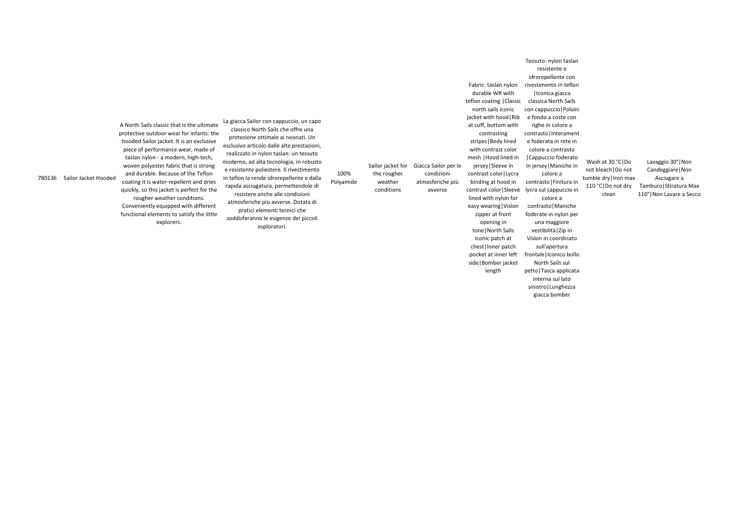| | | | | | | | | | | |
|---|---|---|---|---|---|---|---|---|---|---|
| 780136 | Sailor Jacket Hooded | A North Sails classic that is the ultimate protective outdoor wear for infants: the hooded Sailor jacket. It is an exclusive piece of performance wear, made of taslan nylon - a modern, high-tech, woven polyester fabric that is strong and durable. Because of the Teflon coating it is water-repellent and dries quickly, so this jacket is perfect for the rougher weather conditions. Conveniently equipped with different functional elements to satisfy the little explorers. | La giacca Sailor con cappuccio, un capo classico North Sails che offre una protezione ottimale ai neonati. Un esclusivo articolo dalle alte prestazioni, realizzato in nylon taslan: un tessuto moderno, ad alta tecnologia, in robusto e resistente poliestere. Il rivestimento in teflon la rende idrorepellente e dalla rapida asciugatura, permettendole di resistere anche alle condizioni atmosferiche più avverse. Dotata di pratici elementi tecnici che soddisferanno le esigenze dei piccoli esploratori. | 100% Polyamide | Sailor jacket for the rougher weather conditions | Giacca Sailor per le condizioni atmosferiche più avverse | Fabric: taslan nylon durable WR with teflon coating \|Classic north sails iconic jacket with hood\|Rib at cuff, bottom with contrasting stripes\|Body lined with contrast color mesh \|Hood lined in jersey\|Sleeve in contrast color\|Lycra binding at hood in contrast color\|Sleeve lined with nylon for easy wearing\|Vislon zipper at front opening in tone\|North Sails iconic patch at chest\|Inner patch pocket at inner left side\|Bomber jacket length | Tessuto: nylon taslan resistente e idrorepellente con rivestimento in teflon \|Iconica giacca classica North Sails con cappuccio\|Polsini e fondo a coste con righe in colore a contrasto\|Interamente foderata in rete in colore a contrasto \|Cappuccio foderato in jersey\|Maniche in colore a contrasto\|Finitura in lycra sul cappuccio in colore a contrasto\|Maniche foderate in nylon per una maggiore vestibilità\|Zip in Vislon in coordinato sull'apertura frontale\|Iconico bollo North Sails sul petto\|Tasca applicata interna sul lato sinistro\|Lunghezza giacca bomber | Wash at 30 °C\|Do not bleach\|Do not tumble dry\|Iron max 110 °C\|Do not dry clean | Lavaggio 30°\|Non Candeggiare\|Non Asciugare a Tamburo\|Stiratura Max 110°\|Non Lavare a Secco |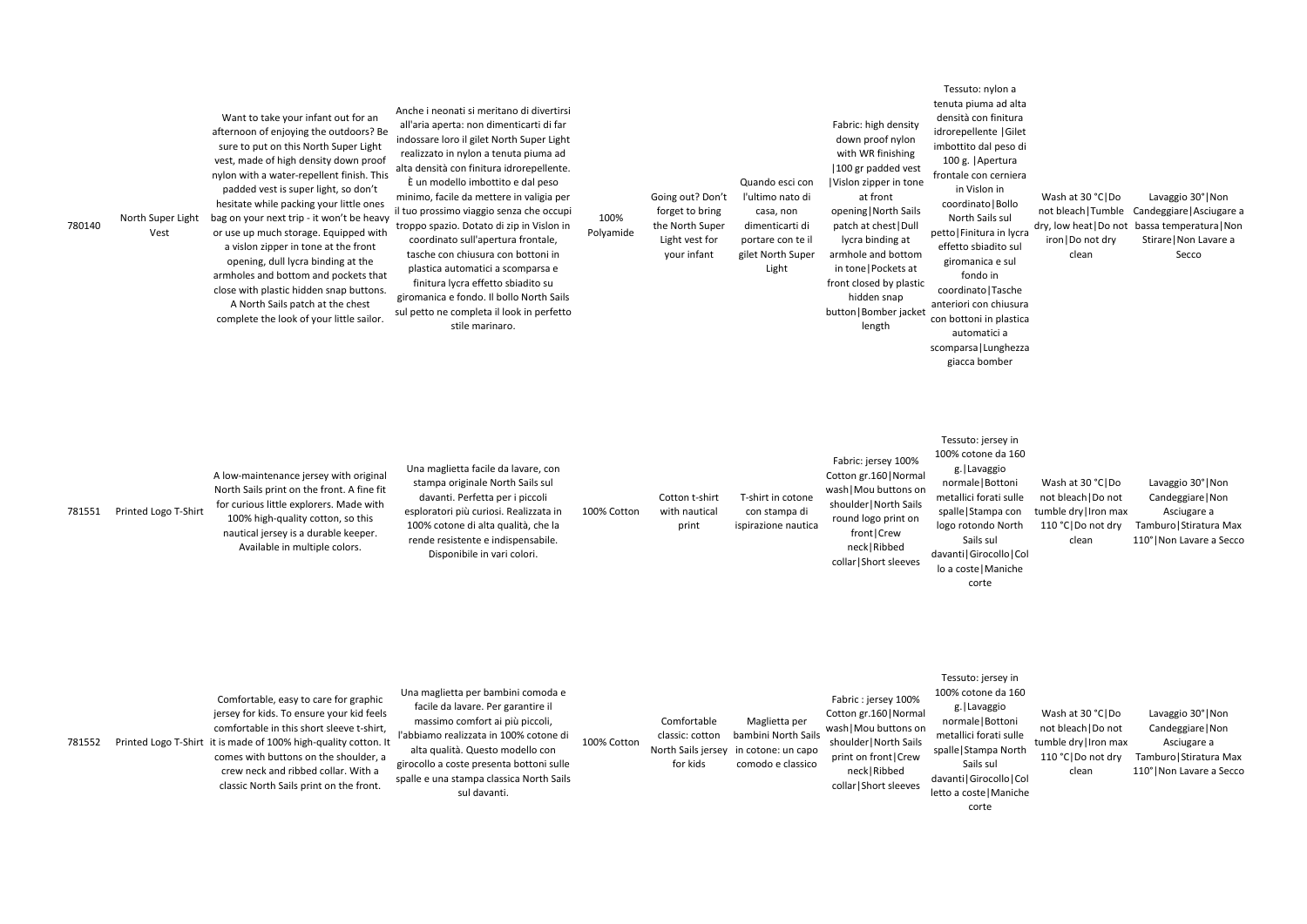| | | | | | | | | | | |
|---|---|---|---|---|---|---|---|---|---|---|
| 780140 | North Super Light Vest | Want to take your infant out for an afternoon of enjoying the outdoors? Be sure to put on this North Super Light vest, made of high density down proof nylon with a water-repellent finish. This padded vest is super light, so don't hesitate while packing your little ones bag on your next trip - it won't be heavy or use up much storage. Equipped with a vislon zipper in tone at the front opening, dull lycra binding at the armholes and bottom and pockets that close with plastic hidden snap buttons. A North Sails patch at the chest complete the look of your little sailor. | Anche i neonati si meritano di divertirsi all'aria aperta: non dimenticarti di far indossare loro il gilet North Super Light realizzato in nylon a tenuta piuma ad alta densità con finitura idrorepellente. È un modello imbottito e dal peso minimo, facile da mettere in valigia per il tuo prossimo viaggio senza che occupi troppo spazio. Dotato di zip in Vislon in coordinato sull'apertura frontale, tasche con chiusura con bottoni in plastica automatici a scomparsa e finitura lycra effetto sbiadito su giromanica e fondo. Il bollo North Sails sul petto ne completa il look in perfetto stile marinaro. | 100% Polyamide | Going out? Don't forget to bring the North Super Light vest for your infant | Quando esci con l'ultimo nato di casa, non dimenticarti di portare con te il gilet North Super Light | Fabric: high density down proof nylon with WR finishing \|100 gr padded vest \|Vislon zipper in tone at front opening\|North Sails patch at chest\|Dull lycra binding at armhole and bottom in tone\|Pockets at front closed by plastic hidden snap button\|Bomber jacket length | Tessuto: nylon a tenuta piuma ad alta densità con finitura idrorepellente \|Gilet imbottito dal peso di 100 g. \|Apertura frontale con cerniera in Vislon in coordinato\|Bollo North Sails sul petto\|Finitura in lycra effetto sbiadito sul giromanica e sul fondo in coordinato\|Tasche anteriori con chiusura con bottoni in plastica automatici a scomparsa\|Lunghezza giacca bomber | Wash at 30 °C\|Do not bleach\|Tumble dry, low heat\|Do not iron\|Do not dry clean | Lavaggio 30°\|Non Candeggiare\|Asciugare a bassa temperatura\|Non Stirare\|Non Lavare a Secco |
| 781551 | Printed Logo T-Shirt | A low-maintenance jersey with original North Sails print on the front. A fine fit for curious little explorers. Made with 100% high-quality cotton, so this nautical jersey is a durable keeper. Available in multiple colors. | Una maglietta facile da lavare, con stampa originale North Sails sul davanti. Perfetta per i piccoli esploratori più curiosi. Realizzata in 100% cotone di alta qualità, che la rende resistente e indispensabile. Disponibile in vari colori. | 100% Cotton | Cotton t-shirt with nautical print | T-shirt in cotone con stampa di ispirazione nautica | Fabric: jersey 100% Cotton gr.160\|Normal wash\|Mou buttons on shoulder\|North Sails round logo print on front\|Crew neck\|Ribbed collar\|Short sleeves | Tessuto: jersey in 100% cotone da 160 g.\|Lavaggio normale\|Bottoni metallici forati sulle spalle\|Stampa con logo rotondo North Sails sul davanti\|Girocollo\|Collo a coste\|Maniche corte | Wash at 30 °C\|Do not bleach\|Do not tumble dry\|Iron max 110 °C\|Do not dry clean | Lavaggio 30°\|Non Candeggiare\|Non Asciugare a Tamburo\|Stiratura Max 110°\|Non Lavare a Secco |
| 781552 | Printed Logo T-Shirt | Comfortable, easy to care for graphic jersey for kids. To ensure your kid feels comfortable in this short sleeve t-shirt, it is made of 100% high-quality cotton. It comes with buttons on the shoulder, a crew neck and ribbed collar. With a classic North Sails print on the front. | Una maglietta per bambini comoda e facile da lavare. Per garantire il massimo comfort ai più piccoli, l'abbiamo realizzata in 100% cotone di alta qualità. Questo modello con girocollo a coste presenta bottoni sulle spalle e una stampa classica North Sails sul davanti. | 100% Cotton | Comfortable classic: cotton North Sails jersey for kids | Maglietta per bambini North Sails in cotone: un capo comodo e classico | Fabric : jersey 100% Cotton gr.160\|Normal wash\|Mou buttons on shoulder\|North Sails print on front\|Crew neck\|Ribbed collar\|Short sleeves | Tessuto: jersey in 100% cotone da 160 g.\|Lavaggio normale\|Bottoni metallici forati sulle spalle\|Stampa North Sails sul davanti\|Girocollo\|Colletto a coste\|Maniche corte | Wash at 30 °C\|Do not bleach\|Do not tumble dry\|Iron max 110 °C\|Do not dry clean | Lavaggio 30°\|Non Candeggiare\|Non Asciugare a Tamburo\|Stiratura Max 110°\|Non Lavare a Secco |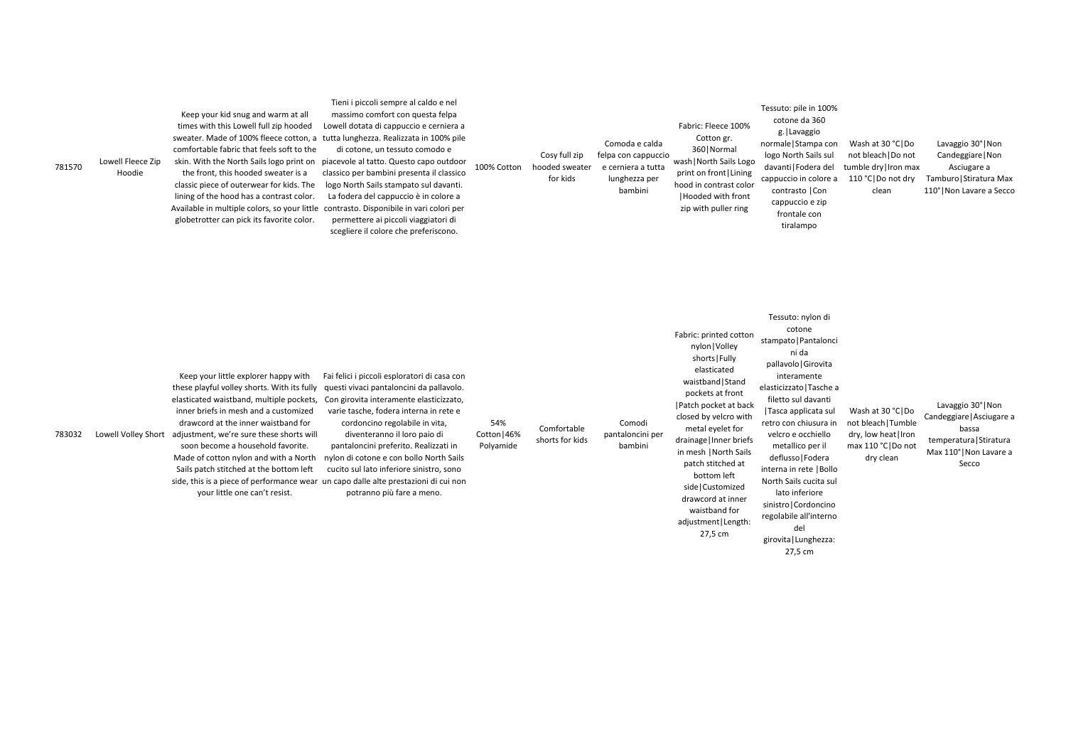| | | | | | | | | | | |
|---|---|---|---|---|---|---|---|---|---|---|
| 781570 | Lowell Fleece Zip Hoodie | Keep your kid snug and warm at all times with this Lowell full zip hooded sweater. Made of 100% fleece cotton, a comfortable fabric that feels soft to the skin. With the North Sails logo print on the front, this hooded sweater is a classic piece of outerwear for kids. The lining of the hood has a contrast color. Available in multiple colors, so your little globetrotter can pick its favorite color. | Tieni i piccoli sempre al caldo e nel massimo comfort con questa felpa Lowell dotata di cappuccio e cerniera a tutta lunghezza. Realizzata in 100% pile di cotone, un tessuto comodo e piacevole al tatto. Questo capo outdoor classico per bambini presenta il classico logo North Sails stampato sul davanti. La fodera del cappuccio è in colore a contrasto. Disponibile in vari colori per permettere ai piccoli viaggiatori di scegliere il colore che preferiscono. | 100% Cotton | Cosy full zip hooded sweater for kids | Comoda e calda felpa con cappuccio e cerniera a tutta lunghezza per bambini | Fabric: Fleece 100% Cotton gr. 360\|Normal wash\|North Sails Logo print on front\|Lining hood in contrast color \|Hooded with front zip with puller ring | Tessuto: pile in 100% cotone da 360 g.\|Lavaggio normale\|Stampa con logo North Sails sul davanti\|Fodera del cappuccio in colore a contrasto \|Con cappuccio e zip frontale con tiralampo | Wash at 30 °C\|Do not bleach\|Do not tumble dry\|Iron max 110 °C\|Do not dry clean | Lavaggio 30°\|Non Candeggiare\|Non Asciugare a Tamburo\|Stiratura Max 110°\|Non Lavare a Secco |
| 783032 | Lowell Volley Short | Keep your little explorer happy with these playful volley shorts. With its fully elasticated waistband, multiple pockets, inner briefs in mesh and a customized drawcord at the inner waistband for adjustment, we're sure these shorts will soon become a household favorite. Made of cotton nylon and with a North Sails patch stitched at the bottom left side, this is a piece of performance wear your little one can't resist. | Fai felici i piccoli esploratori di casa con questi vivaci pantaloncini da pallavolo. Con girovita interamente elasticizzato, varie tasche, fodera interna in rete e cordoncino regolabile in vita, diventeranno il loro paio di pantaloncini preferito. Realizzati in nylon di cotone e con bollo North Sails cucito sul lato inferiore sinistro, sono un capo dalle alte prestazioni di cui non potranno più fare a meno. | 54% Cotton\|46% Polyamide | Comfortable shorts for kids | Comodi pantaloncini per bambini | Fabric: printed cotton nylon\|Volley shorts\|Fully elasticated waistband\|Stand pockets at front \|Patch pocket at back closed by velcro with metal eyelet for drainage\|Inner briefs in mesh \|North Sails patch stitched at bottom left side\|Customized drawcord at inner waistband for adjustment\|Length: 27,5 cm | Tessuto: nylon di cotone stampato\|Pantaloncini da pallavolo\|Girovita interamente elasticizzato\|Tasche a filetto sul davanti \|Tasca applicata sul retro con chiusura in velcro e occhiello metallico per il deflusso\|Fodera interna in rete \|Bollo North Sails cucita sul lato inferiore sinistro\|Cordoncino regolabile all'interno del girovita\|Lunghezza: 27,5 cm | Wash at 30 °C\|Do not bleach\|Tumble dry, low heat\|Iron max 110 °C\|Do not dry clean | Lavaggio 30°\|Non Candeggiare\|Asciugare a bassa temperatura\|Stiratura Max 110°\|Non Lavare a Secco |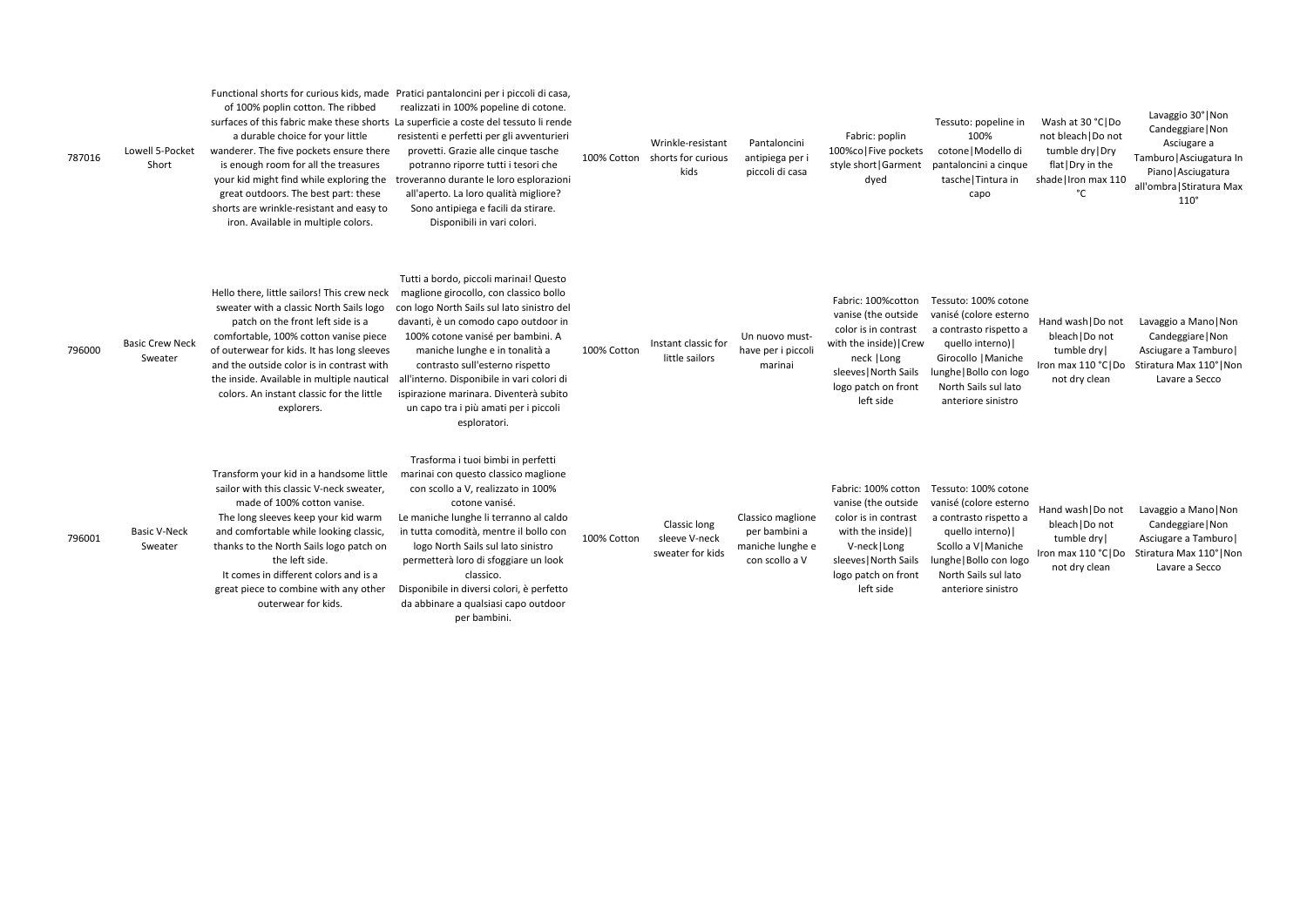| | | | | | | | | | | |
|---|---|---|---|---|---|---|---|---|---|---|
| 787016 | Lowell 5-Pocket Short | Functional shorts for curious kids, made of 100% poplin cotton. The ribbed surfaces of this fabric make these shorts a durable choice for your little wanderer. The five pockets ensure there is enough room for all the treasures your kid might find while exploring the great outdoors. The best part: these shorts are wrinkle-resistant and easy to iron. Available in multiple colors. | Pratici pantaloncini per i piccoli di casa, realizzati in 100% popeline di cotone. La superficie a coste del tessuto li rende resistenti e perfetti per gli avventurieri provetti. Grazie alle cinque tasche potranno riporre tutti i tesori che troveranno durante le loro esplorazioni all'aperto. La loro qualità migliore? Sono antipiega e facili da stirare. Disponibili in vari colori. | 100% Cotton | Wrinkle-resistant shorts for curious kids | Pantaloncini antipiega per i piccoli di casa | Fabric: poplin 100%co\|Five pockets style short\|Garment dyed | Tessuto: popeline in 100% cotone\|Modello di pantaloncini a cinque tasche\|Tintura in capo | Wash at 30 °C\|Do not bleach\|Do not tumble dry\|Dry flat\|Dry in the shade\|Iron max 110 °C | Lavaggio 30°\|Non Candeggiare\|Non Asciugare a Tamburo\|Asciugatura In Piano\|Asciugatura all'ombra\|Stiratura Max 110° |
| 796000 | Basic Crew Neck Sweater | Hello there, little sailors! This crew neck sweater with a classic North Sails logo patch on the front left side is a comfortable, 100% cotton vanise piece of outerwear for kids. It has long sleeves and the outside color is in contrast with the inside. Available in multiple nautical colors. An instant classic for the little explorers. | Tutti a bordo, piccoli marinai! Questo maglione girocollo, con classico bollo con logo North Sails sul lato sinistro del davanti, è un comodo capo outdoor in 100% cotone vanisé per bambini. A maniche lunghe e in tonalità a contrasto sull'esterno rispetto all'interno. Disponibile in vari colori di ispirazione marinara. Diventerà subito un capo tra i più amati per i piccoli esploratori. | 100% Cotton | Instant classic for little sailors | Un nuovo must-have per i piccoli marinai | Fabric: 100%cotton vanise (the outside color is in contrast with the inside)\|Crew neck \|Long sleeves\|North Sails logo patch on front left side | Tessuto: 100% cotone vanisé (colore esterno a contrasto rispetto a quello interno)\| Girocollo \|Maniche lunghe\|Bollo con logo North Sails sul lato anteriore sinistro | Hand wash\|Do not bleach\|Do not tumble dry\| Iron max 110 °C\|Do not dry clean | Lavaggio a Mano\|Non Candeggiare\|Non Asciugare a Tamburo\| Stiratura Max 110°\|Non Lavare a Secco |
| 796001 | Basic V-Neck Sweater | Transform your kid in a handsome little sailor with this classic V-neck sweater, made of 100% cotton vanise. The long sleeves keep your kid warm and comfortable while looking classic, thanks to the North Sails logo patch on the left side. It comes in different colors and is a great piece to combine with any other outerwear for kids. | Trasforma i tuoi bimbi in perfetti marinai con questo classico maglione con scollo a V, realizzato in 100% cotone vanisé. Le maniche lunghe li terranno al caldo in tutta comodità, mentre il bollo con logo North Sails sul lato sinistro permetterà loro di sfoggiare un look classico. Disponibile in diversi colori, è perfetto da abbinare a qualsiasi capo outdoor per bambini. | 100% Cotton | Classic long sleeve V-neck sweater for kids | Classico maglione per bambini a maniche lunghe e con scollo a V | Fabric: 100% cotton vanise (the outside color is in contrast with the inside)\| V-neck\|Long sleeves\|North Sails logo patch on front left side | Tessuto: 100% cotone vanisé (colore esterno a contrasto rispetto a quello interno)\| Scollo a V\|Maniche lunghe\|Bollo con logo North Sails sul lato anteriore sinistro | Hand wash\|Do not bleach\|Do not tumble dry\| Iron max 110 °C\|Do not dry clean | Lavaggio a Mano\|Non Candeggiare\|Non Asciugare a Tamburo\| Stiratura Max 110°\|Non Lavare a Secco |